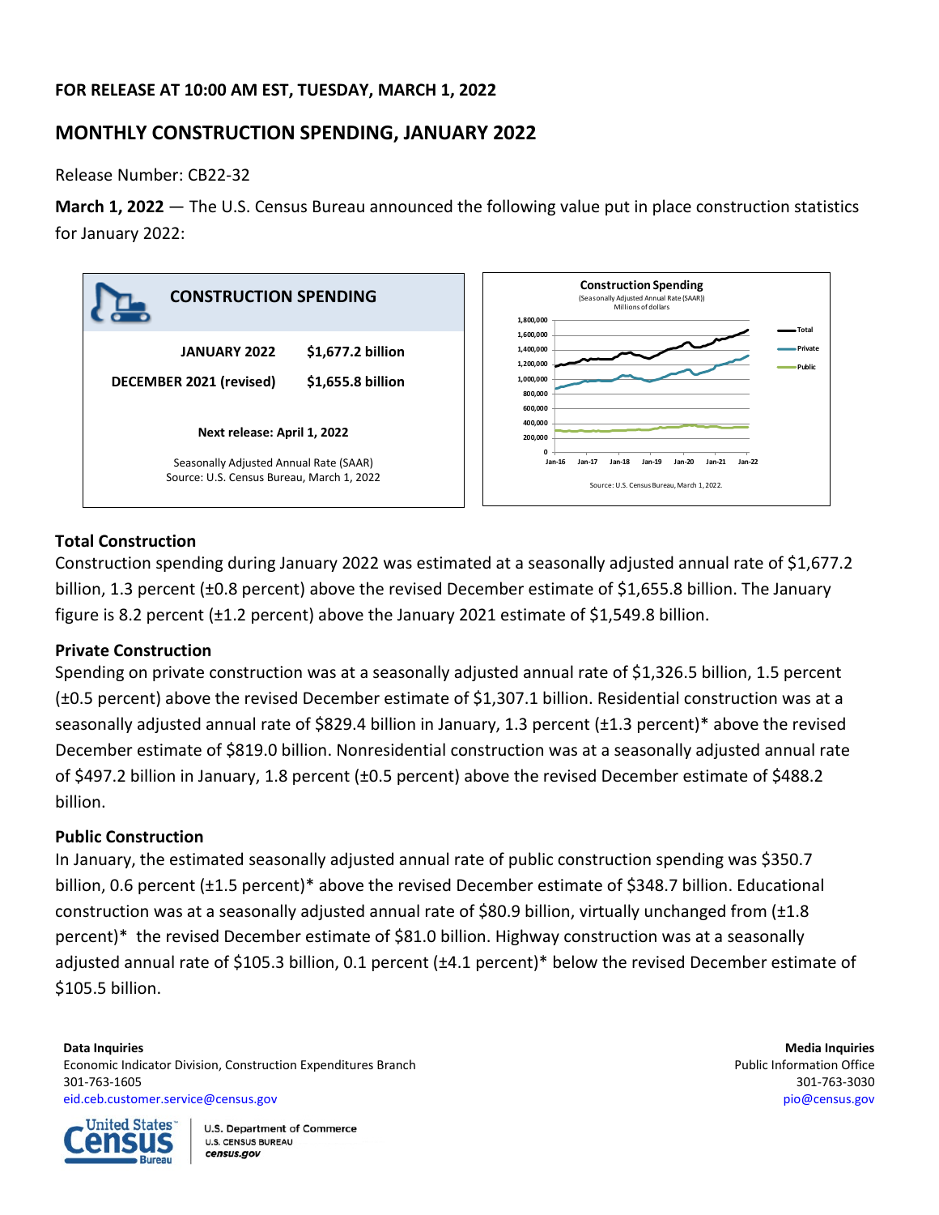**FOR RELEASE AT 10:00 AM EST, TUESDAY, MARCH 1, 2022**

## MONTHLY CONSTRUCTION SPENDING, JANUARY 2022

Release Number: CB22-32

**March 1, 2022** — The U.S. Census Bureau announced the following value put in place construction statistics for January 2022:

**CONSTRUCTION SPENDING**

| | |
|---|---|
| **JANUARY 2022** | **$1,677.2 billion** |
| **DECEMBER 2021 (revised)** | **$1,655.8 billion** |

**Next release: April 1, 2022**

Seasonally Adjusted Annual Rate (SAAR)
Source: U.S. Census Bureau, March 1, 2022

**Construction Spending**
(Seasonally Adjusted Annual Rate (SAAR))
Millions of dollars

Total / Private / Public

Source: U.S. Census Bureau, March 1, 2022.

### Total Construction

Construction spending during January 2022 was estimated at a seasonally adjusted annual rate of $1,677.2 billion, 1.3 percent (±0.8 percent) above the revised December estimate of $1,655.8 billion. The January figure is 8.2 percent (±1.2 percent) above the January 2021 estimate of $1,549.8 billion.

### Private Construction

Spending on private construction was at a seasonally adjusted annual rate of $1,326.5 billion, 1.5 percent (±0.5 percent) above the revised December estimate of $1,307.1 billion. Residential construction was at a seasonally adjusted annual rate of $829.4 billion in January, 1.3 percent (±1.3 percent)* above the revised December estimate of $819.0 billion. Nonresidential construction was at a seasonally adjusted annual rate of $497.2 billion in January, 1.8 percent (±0.5 percent) above the revised December estimate of $488.2 billion.

### Public Construction

In January, the estimated seasonally adjusted annual rate of public construction spending was $350.7 billion, 0.6 percent (±1.5 percent)* above the revised December estimate of $348.7 billion. Educational construction was at a seasonally adjusted annual rate of $80.9 billion, virtually unchanged from (±1.8 percent)* the revised December estimate of $81.0 billion. Highway construction was at a seasonally adjusted annual rate of $105.3 billion, 0.1 percent (±4.1 percent)* below the revised December estimate of $105.5 billion.

**Data Inquiries**
Economic Indicator Division, Construction Expenditures Branch
301-763-1605
eid.ceb.customer.service@census.gov

**Media Inquiries**
Public Information Office
301-763-3030
pio@census.gov

U.S. Department of Commerce
U.S. CENSUS BUREAU
census.gov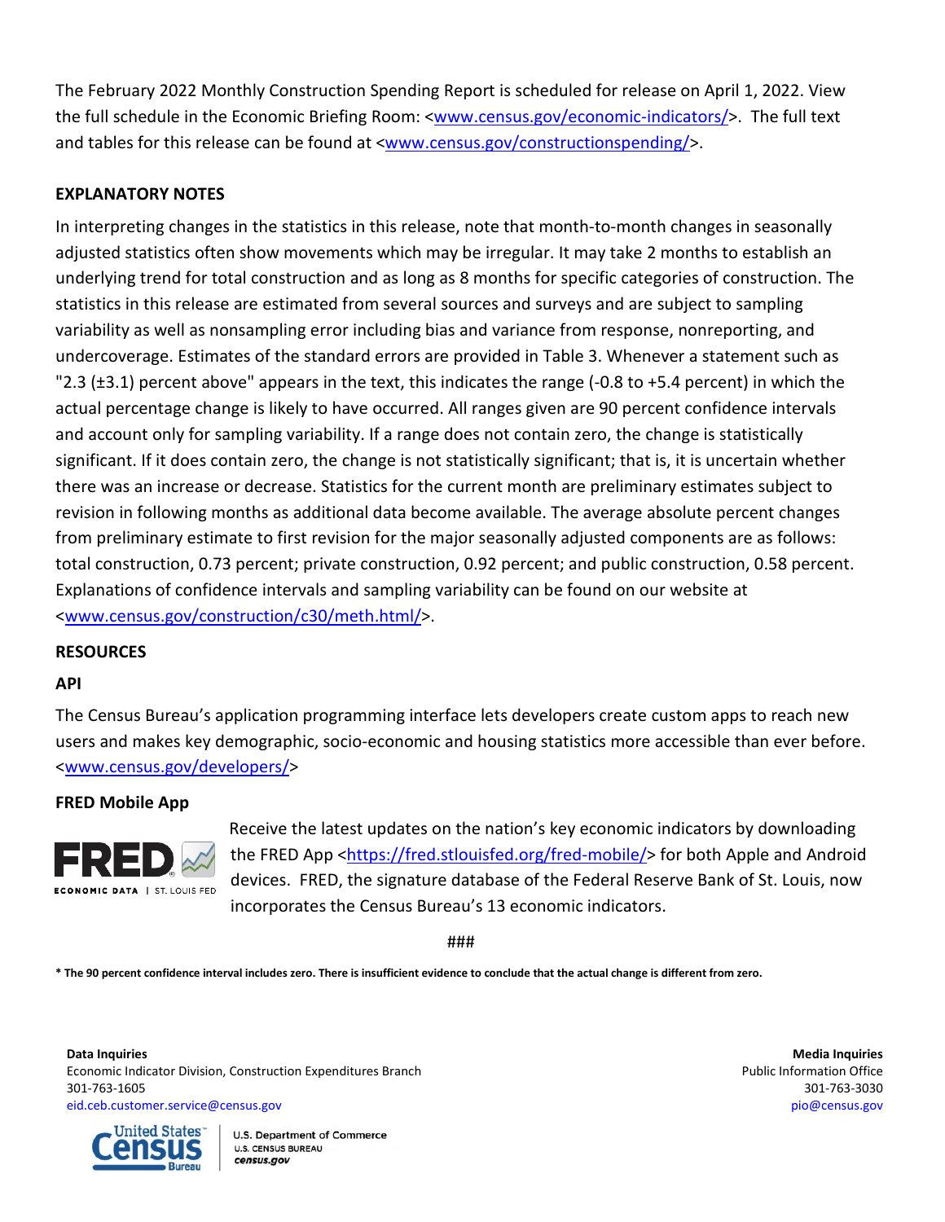The February 2022 Monthly Construction Spending Report is scheduled for release on April 1, 2022. View the full schedule in the Economic Briefing Room: <www.census.gov/economic-indicators/>. The full text and tables for this release can be found at <www.census.gov/constructionspending/>.

**EXPLANATORY NOTES**

In interpreting changes in the statistics in this release, note that month-to-month changes in seasonally adjusted statistics often show movements which may be irregular. It may take 2 months to establish an underlying trend for total construction and as long as 8 months for specific categories of construction. The statistics in this release are estimated from several sources and surveys and are subject to sampling variability as well as nonsampling error including bias and variance from response, nonreporting, and undercoverage. Estimates of the standard errors are provided in Table 3. Whenever a statement such as "2.3 (±3.1) percent above" appears in the text, this indicates the range (-0.8 to +5.4 percent) in which the actual percentage change is likely to have occurred. All ranges given are 90 percent confidence intervals and account only for sampling variability. If a range does not contain zero, the change is statistically significant. If it does contain zero, the change is not statistically significant; that is, it is uncertain whether there was an increase or decrease. Statistics for the current month are preliminary estimates subject to revision in following months as additional data become available. The average absolute percent changes from preliminary estimate to first revision for the major seasonally adjusted components are as follows: total construction, 0.73 percent; private construction, 0.92 percent; and public construction, 0.58 percent. Explanations of confidence intervals and sampling variability can be found on our website at <www.census.gov/construction/c30/meth.html/>.

**RESOURCES**

**API**

The Census Bureau's application programming interface lets developers create custom apps to reach new users and makes key demographic, socio-economic and housing statistics more accessible than ever before. <www.census.gov/developers/>

**FRED Mobile App**

Receive the latest updates on the nation's key economic indicators by downloading the FRED App <https://fred.stlouisfed.org/fred-mobile/> for both Apple and Android devices. FRED, the signature database of the Federal Reserve Bank of St. Louis, now incorporates the Census Bureau's 13 economic indicators.

###

**\* The 90 percent confidence interval includes zero. There is insufficient evidence to conclude that the actual change is different from zero.**

**Data Inquiries**
Economic Indicator Division, Construction Expenditures Branch
301-763-1605
eid.ceb.customer.service@census.gov

**Media Inquiries**
Public Information Office
301-763-3030
pio@census.gov

U.S. Department of Commerce
U.S. CENSUS BUREAU
census.gov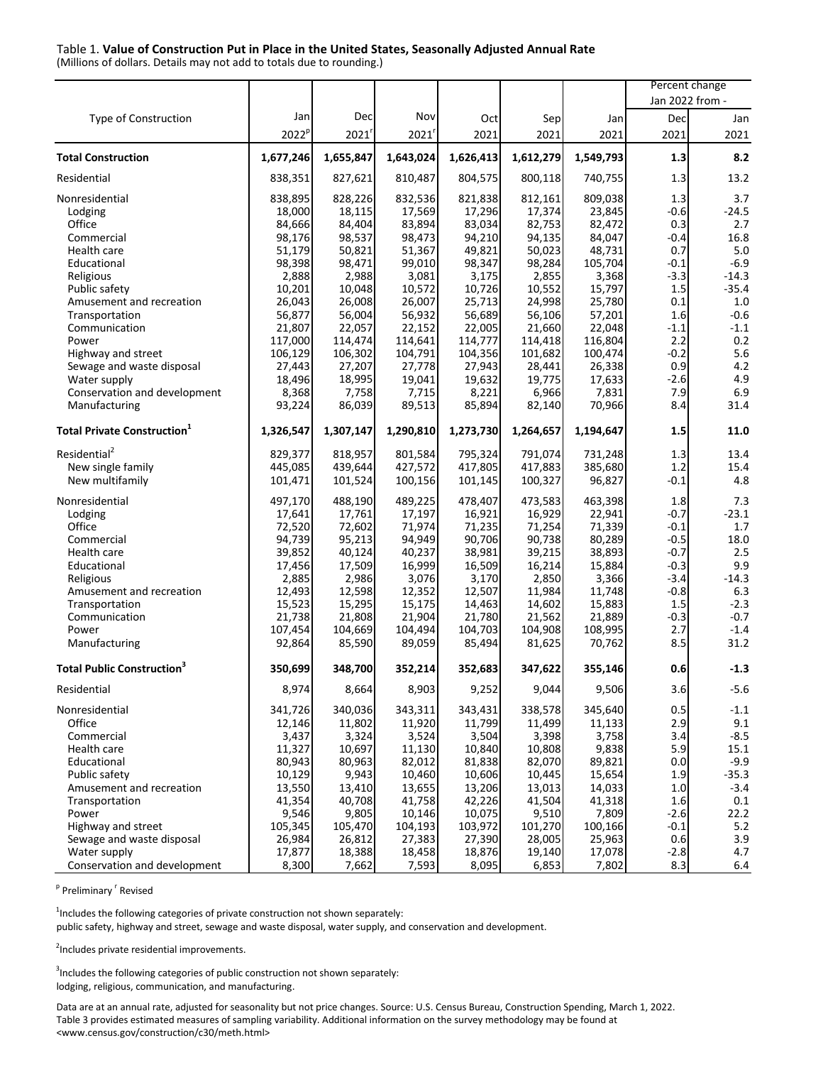Table 1. **Value of Construction Put in Place in the United States, Seasonally Adjusted Annual Rate**
(Millions of dollars. Details may not add to totals due to rounding.)

| Type of Construction | Jan 2022[p] | Dec 2021[r] | Nov 2021[r] | Oct 2021 | Sep 2021 | Jan 2021 | Percent change Jan 2022 from - Dec 2021 | Jan 2021 |
|---|---|---|---|---|---|---|---|---|
| **Total Construction** | **1,677,246** | **1,655,847** | **1,643,024** | **1,626,413** | **1,612,279** | **1,549,793** | **1.3** | **8.2** |
| Residential | 838,351 | 827,621 | 810,487 | 804,575 | 800,118 | 740,755 | 1.3 | 13.2 |
| Nonresidential | 838,895 | 828,226 | 832,536 | 821,838 | 812,161 | 809,038 | 1.3 | 3.7 |
| Lodging | 18,000 | 18,115 | 17,569 | 17,296 | 17,374 | 23,845 | -0.6 | -24.5 |
| Office | 84,666 | 84,404 | 83,894 | 83,034 | 82,753 | 82,472 | 0.3 | 2.7 |
| Commercial | 98,176 | 98,537 | 98,473 | 94,210 | 94,135 | 84,047 | -0.4 | 16.8 |
| Health care | 51,179 | 50,821 | 51,367 | 49,821 | 50,023 | 48,731 | 0.7 | 5.0 |
| Educational | 98,398 | 98,471 | 99,010 | 98,347 | 98,284 | 105,704 | -0.1 | -6.9 |
| Religious | 2,888 | 2,988 | 3,081 | 3,175 | 2,855 | 3,368 | -3.3 | -14.3 |
| Public safety | 10,201 | 10,048 | 10,572 | 10,726 | 10,552 | 15,797 | 1.5 | -35.4 |
| Amusement and recreation | 26,043 | 26,008 | 26,007 | 25,713 | 24,998 | 25,780 | 0.1 | 1.0 |
| Transportation | 56,877 | 56,004 | 56,932 | 56,689 | 56,106 | 57,201 | 1.6 | -0.6 |
| Communication | 21,807 | 22,057 | 22,152 | 22,005 | 21,660 | 22,048 | -1.1 | -1.1 |
| Power | 117,000 | 114,474 | 114,641 | 114,777 | 114,418 | 116,804 | 2.2 | 0.2 |
| Highway and street | 106,129 | 106,302 | 104,791 | 104,356 | 101,682 | 100,474 | -0.2 | 5.6 |
| Sewage and waste disposal | 27,443 | 27,207 | 27,778 | 27,943 | 28,441 | 26,338 | 0.9 | 4.2 |
| Water supply | 18,496 | 18,995 | 19,041 | 19,632 | 19,775 | 17,633 | -2.6 | 4.9 |
| Conservation and development | 8,368 | 7,758 | 7,715 | 8,221 | 6,966 | 7,831 | 7.9 | 6.9 |
| Manufacturing | 93,224 | 86,039 | 89,513 | 85,894 | 82,140 | 70,966 | 8.4 | 31.4 |
| **Total Private Construction[1]** | **1,326,547** | **1,307,147** | **1,290,810** | **1,273,730** | **1,264,657** | **1,194,647** | **1.5** | **11.0** |
| Residential[2] | 829,377 | 818,957 | 801,584 | 795,324 | 791,074 | 731,248 | 1.3 | 13.4 |
| New single family | 445,085 | 439,644 | 427,572 | 417,805 | 417,883 | 385,680 | 1.2 | 15.4 |
| New multifamily | 101,471 | 101,524 | 100,156 | 101,145 | 100,327 | 96,827 | -0.1 | 4.8 |
| Nonresidential | 497,170 | 488,190 | 489,225 | 478,407 | 473,583 | 463,398 | 1.8 | 7.3 |
| Lodging | 17,641 | 17,761 | 17,197 | 16,921 | 16,929 | 22,941 | -0.7 | -23.1 |
| Office | 72,520 | 72,602 | 71,974 | 71,235 | 71,254 | 71,339 | -0.1 | 1.7 |
| Commercial | 94,739 | 95,213 | 94,949 | 90,706 | 90,738 | 80,289 | -0.5 | 18.0 |
| Health care | 39,852 | 40,124 | 40,237 | 38,981 | 39,215 | 38,893 | -0.7 | 2.5 |
| Educational | 17,456 | 17,509 | 16,999 | 16,509 | 16,214 | 15,884 | -0.3 | 9.9 |
| Religious | 2,885 | 2,986 | 3,076 | 3,170 | 2,850 | 3,366 | -3.4 | -14.3 |
| Amusement and recreation | 12,493 | 12,598 | 12,352 | 12,507 | 11,984 | 11,748 | -0.8 | 6.3 |
| Transportation | 15,523 | 15,295 | 15,175 | 14,463 | 14,602 | 15,883 | 1.5 | -2.3 |
| Communication | 21,738 | 21,808 | 21,904 | 21,780 | 21,562 | 21,889 | -0.3 | -0.7 |
| Power | 107,454 | 104,669 | 104,494 | 104,703 | 104,908 | 108,995 | 2.7 | -1.4 |
| Manufacturing | 92,864 | 85,590 | 89,059 | 85,494 | 81,625 | 70,762 | 8.5 | 31.2 |
| **Total Public Construction[3]** | **350,699** | **348,700** | **352,214** | **352,683** | **347,622** | **355,146** | **0.6** | **-1.3** |
| Residential | 8,974 | 8,664 | 8,903 | 9,252 | 9,044 | 9,506 | 3.6 | -5.6 |
| Nonresidential | 341,726 | 340,036 | 343,311 | 343,431 | 338,578 | 345,640 | 0.5 | -1.1 |
| Office | 12,146 | 11,802 | 11,920 | 11,799 | 11,499 | 11,133 | 2.9 | 9.1 |
| Commercial | 3,437 | 3,324 | 3,524 | 3,504 | 3,398 | 3,758 | 3.4 | -8.5 |
| Health care | 11,327 | 10,697 | 11,130 | 10,840 | 10,808 | 9,838 | 5.9 | 15.1 |
| Educational | 80,943 | 80,963 | 82,012 | 81,838 | 82,070 | 89,821 | 0.0 | -9.9 |
| Public safety | 10,129 | 9,943 | 10,460 | 10,606 | 10,445 | 15,654 | 1.9 | -35.3 |
| Amusement and recreation | 13,550 | 13,410 | 13,655 | 13,206 | 13,013 | 14,033 | 1.0 | -3.4 |
| Transportation | 41,354 | 40,708 | 41,758 | 42,226 | 41,504 | 41,318 | 1.6 | 0.1 |
| Power | 9,546 | 9,805 | 10,146 | 10,075 | 9,510 | 7,809 | -2.6 | 22.2 |
| Highway and street | 105,345 | 105,470 | 104,193 | 103,972 | 101,270 | 100,166 | -0.1 | 5.2 |
| Sewage and waste disposal | 26,984 | 26,812 | 27,383 | 27,390 | 28,005 | 25,963 | 0.6 | 3.9 |
| Water supply | 17,877 | 18,388 | 18,458 | 18,876 | 19,140 | 17,078 | -2.8 | 4.7 |
| Conservation and development | 8,300 | 7,662 | 7,593 | 8,095 | 6,853 | 7,802 | 8.3 | 6.4 |

[p] Preliminary [r] Revised

[1]Includes the following categories of private construction not shown separately:
public safety, highway and street, sewage and waste disposal, water supply, and conservation and development.

[2]Includes private residential improvements.

[3]Includes the following categories of public construction not shown separately:
lodging, religious, communication, and manufacturing.

Data are at an annual rate, adjusted for seasonality but not price changes. Source: U.S. Census Bureau, Construction Spending, March 1, 2022.
Table 3 provides estimated measures of sampling variability. Additional information on the survey methodology may be found at
<www.census.gov/construction/c30/meth.html>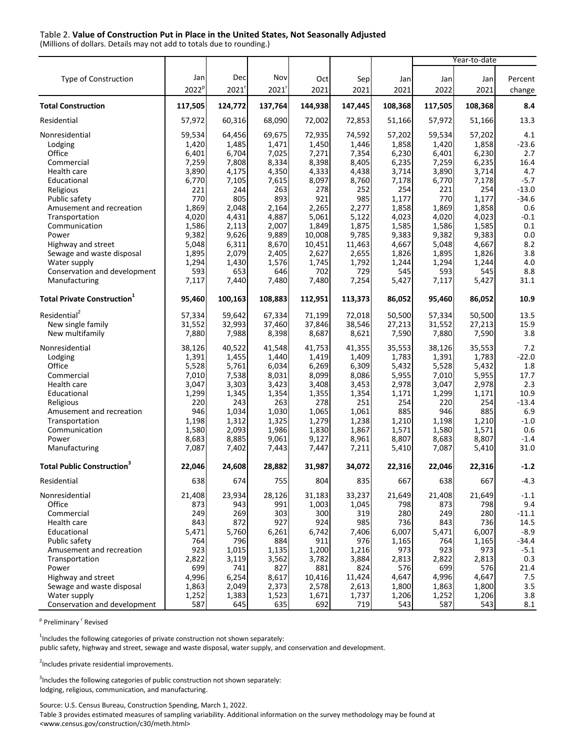Table 2. **Value of Construction Put in Place in the United States, Not Seasonally Adjusted**
(Millions of dollars. Details may not add to totals due to rounding.)

| Type of Construction | Jan 2022[p] | Dec 2021[r] | Nov 2021[r] | Oct 2021 | Sep 2021 | Jan 2021 | Year-to-date Jan 2022 | Year-to-date Jan 2021 | Year-to-date Percent change |
|---|---|---|---|---|---|---|---|---|---|
| **Total Construction** | **117,505** | **124,772** | **137,764** | **144,938** | **147,445** | **108,368** | **117,505** | **108,368** | **8.4** |
| Residential | 57,972 | 60,316 | 68,090 | 72,002 | 72,853 | 51,166 | 57,972 | 51,166 | 13.3 |
| Nonresidential | 59,534 | 64,456 | 69,675 | 72,935 | 74,592 | 57,202 | 59,534 | 57,202 | 4.1 |
| Lodging | 1,420 | 1,485 | 1,471 | 1,450 | 1,446 | 1,858 | 1,420 | 1,858 | -23.6 |
| Office | 6,401 | 6,704 | 7,025 | 7,271 | 7,354 | 6,230 | 6,401 | 6,230 | 2.7 |
| Commercial | 7,259 | 7,808 | 8,334 | 8,398 | 8,405 | 6,235 | 7,259 | 6,235 | 16.4 |
| Health care | 3,890 | 4,175 | 4,350 | 4,333 | 4,438 | 3,714 | 3,890 | 3,714 | 4.7 |
| Educational | 6,770 | 7,105 | 7,615 | 8,097 | 8,760 | 7,178 | 6,770 | 7,178 | -5.7 |
| Religious | 221 | 244 | 263 | 278 | 252 | 254 | 221 | 254 | -13.0 |
| Public safety | 770 | 805 | 893 | 921 | 985 | 1,177 | 770 | 1,177 | -34.6 |
| Amusement and recreation | 1,869 | 2,048 | 2,164 | 2,265 | 2,277 | 1,858 | 1,869 | 1,858 | 0.6 |
| Transportation | 4,020 | 4,431 | 4,887 | 5,061 | 5,122 | 4,023 | 4,020 | 4,023 | -0.1 |
| Communication | 1,586 | 2,113 | 2,007 | 1,849 | 1,875 | 1,585 | 1,586 | 1,585 | 0.1 |
| Power | 9,382 | 9,626 | 9,889 | 10,008 | 9,785 | 9,383 | 9,382 | 9,383 | 0.0 |
| Highway and street | 5,048 | 6,311 | 8,670 | 10,451 | 11,463 | 4,667 | 5,048 | 4,667 | 8.2 |
| Sewage and waste disposal | 1,895 | 2,079 | 2,405 | 2,627 | 2,655 | 1,826 | 1,895 | 1,826 | 3.8 |
| Water supply | 1,294 | 1,430 | 1,576 | 1,745 | 1,792 | 1,244 | 1,294 | 1,244 | 4.0 |
| Conservation and development | 593 | 653 | 646 | 702 | 729 | 545 | 593 | 545 | 8.8 |
| Manufacturing | 7,117 | 7,440 | 7,480 | 7,480 | 7,254 | 5,427 | 7,117 | 5,427 | 31.1 |
| **Total Private Construction[1]** | **95,460** | **100,163** | **108,883** | **112,951** | **113,373** | **86,052** | **95,460** | **86,052** | **10.9** |
| Residential[2] | 57,334 | 59,642 | 67,334 | 71,199 | 72,018 | 50,500 | 57,334 | 50,500 | 13.5 |
| New single family | 31,552 | 32,993 | 37,460 | 37,846 | 38,546 | 27,213 | 31,552 | 27,213 | 15.9 |
| New multifamily | 7,880 | 7,988 | 8,398 | 8,687 | 8,621 | 7,590 | 7,880 | 7,590 | 3.8 |
| Nonresidential | 38,126 | 40,522 | 41,548 | 41,753 | 41,355 | 35,553 | 38,126 | 35,553 | 7.2 |
| Lodging | 1,391 | 1,455 | 1,440 | 1,419 | 1,409 | 1,783 | 1,391 | 1,783 | -22.0 |
| Office | 5,528 | 5,761 | 6,034 | 6,269 | 6,309 | 5,432 | 5,528 | 5,432 | 1.8 |
| Commercial | 7,010 | 7,538 | 8,031 | 8,099 | 8,086 | 5,955 | 7,010 | 5,955 | 17.7 |
| Health care | 3,047 | 3,303 | 3,423 | 3,408 | 3,453 | 2,978 | 3,047 | 2,978 | 2.3 |
| Educational | 1,299 | 1,345 | 1,354 | 1,355 | 1,354 | 1,171 | 1,299 | 1,171 | 10.9 |
| Religious | 220 | 243 | 263 | 278 | 251 | 254 | 220 | 254 | -13.4 |
| Amusement and recreation | 946 | 1,034 | 1,030 | 1,065 | 1,061 | 885 | 946 | 885 | 6.9 |
| Transportation | 1,198 | 1,312 | 1,325 | 1,279 | 1,238 | 1,210 | 1,198 | 1,210 | -1.0 |
| Communication | 1,580 | 2,093 | 1,986 | 1,830 | 1,867 | 1,571 | 1,580 | 1,571 | 0.6 |
| Power | 8,683 | 8,885 | 9,061 | 9,127 | 8,961 | 8,807 | 8,683 | 8,807 | -1.4 |
| Manufacturing | 7,087 | 7,402 | 7,443 | 7,447 | 7,211 | 5,410 | 7,087 | 5,410 | 31.0 |
| **Total Public Construction[3]** | **22,046** | **24,608** | **28,882** | **31,987** | **34,072** | **22,316** | **22,046** | **22,316** | **-1.2** |
| Residential | 638 | 674 | 755 | 804 | 835 | 667 | 638 | 667 | -4.3 |
| Nonresidential | 21,408 | 23,934 | 28,126 | 31,183 | 33,237 | 21,649 | 21,408 | 21,649 | -1.1 |
| Office | 873 | 943 | 991 | 1,003 | 1,045 | 798 | 873 | 798 | 9.4 |
| Commercial | 249 | 269 | 303 | 300 | 319 | 280 | 249 | 280 | -11.1 |
| Health care | 843 | 872 | 927 | 924 | 985 | 736 | 843 | 736 | 14.5 |
| Educational | 5,471 | 5,760 | 6,261 | 6,742 | 7,406 | 6,007 | 5,471 | 6,007 | -8.9 |
| Public safety | 764 | 796 | 884 | 911 | 976 | 1,165 | 764 | 1,165 | -34.4 |
| Amusement and recreation | 923 | 1,015 | 1,135 | 1,200 | 1,216 | 973 | 923 | 973 | -5.1 |
| Transportation | 2,822 | 3,119 | 3,562 | 3,782 | 3,884 | 2,813 | 2,822 | 2,813 | 0.3 |
| Power | 699 | 741 | 827 | 881 | 824 | 576 | 699 | 576 | 21.4 |
| Highway and street | 4,996 | 6,254 | 8,617 | 10,416 | 11,424 | 4,647 | 4,996 | 4,647 | 7.5 |
| Sewage and waste disposal | 1,863 | 2,049 | 2,373 | 2,578 | 2,613 | 1,800 | 1,863 | 1,800 | 3.5 |
| Water supply | 1,252 | 1,383 | 1,523 | 1,671 | 1,737 | 1,206 | 1,252 | 1,206 | 3.8 |
| Conservation and development | 587 | 645 | 635 | 692 | 719 | 543 | 587 | 543 | 8.1 |

[p] Preliminary [r] Revised

[1] Includes the following categories of private construction not shown separately:
public safety, highway and street, sewage and waste disposal, water supply, and conservation and development.

[2] Includes private residential improvements.

[3] Includes the following categories of public construction not shown separately:
lodging, religious, communication, and manufacturing.

Source: U.S. Census Bureau, Construction Spending, March 1, 2022.
Table 3 provides estimated measures of sampling variability. Additional information on the survey methodology may be found at
<www.census.gov/construction/c30/meth.html>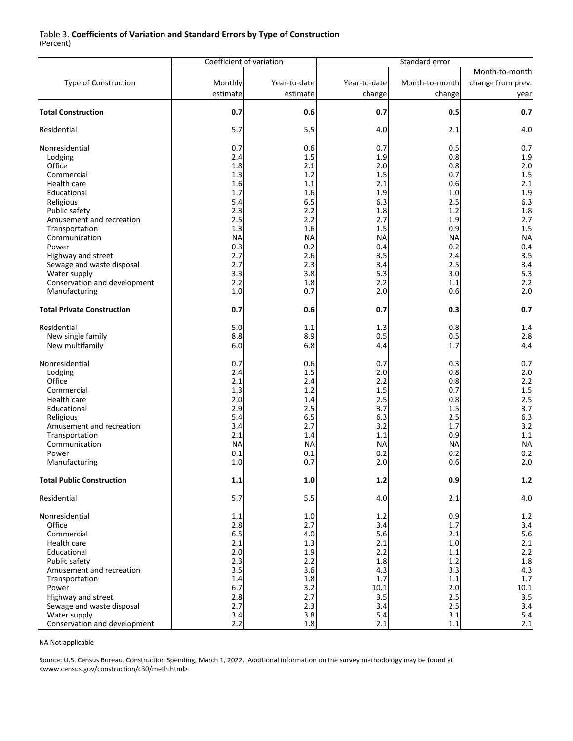Table 3. **Coefficients of Variation and Standard Errors by Type of Construction**
(Percent)

| Type of Construction | Coefficient of variation | | Standard error | | |
|---|---|---|---|---|---|
| | Monthly estimate | Year-to-date estimate | Year-to-date change | Month-to-month change | Month-to-month change from prev. year |
| **Total Construction** | **0.7** | **0.6** | **0.7** | **0.5** | **0.7** |
| Residential | 5.7 | 5.5 | 4.0 | 2.1 | 4.0 |
| Nonresidential | 0.7 | 0.6 | 0.7 | 0.5 | 0.7 |
| Lodging | 2.4 | 1.5 | 1.9 | 0.8 | 1.9 |
| Office | 1.8 | 2.1 | 2.0 | 0.8 | 2.0 |
| Commercial | 1.3 | 1.2 | 1.5 | 0.7 | 1.5 |
| Health care | 1.6 | 1.1 | 2.1 | 0.6 | 2.1 |
| Educational | 1.7 | 1.6 | 1.9 | 1.0 | 1.9 |
| Religious | 5.4 | 6.5 | 6.3 | 2.5 | 6.3 |
| Public safety | 2.3 | 2.2 | 1.8 | 1.2 | 1.8 |
| Amusement and recreation | 2.5 | 2.2 | 2.7 | 1.9 | 2.7 |
| Transportation | 1.3 | 1.6 | 1.5 | 0.9 | 1.5 |
| Communication | NA | NA | NA | NA | NA |
| Power | 0.3 | 0.2 | 0.4 | 0.2 | 0.4 |
| Highway and street | 2.7 | 2.6 | 3.5 | 2.4 | 3.5 |
| Sewage and waste disposal | 2.7 | 2.3 | 3.4 | 2.5 | 3.4 |
| Water supply | 3.3 | 3.8 | 5.3 | 3.0 | 5.3 |
| Conservation and development | 2.2 | 1.8 | 2.2 | 1.1 | 2.2 |
| Manufacturing | 1.0 | 0.7 | 2.0 | 0.6 | 2.0 |
| **Total Private Construction** | **0.7** | **0.6** | **0.7** | **0.3** | **0.7** |
| Residential | 5.0 | 1.1 | 1.3 | 0.8 | 1.4 |
| New single family | 8.8 | 8.9 | 0.5 | 0.5 | 2.8 |
| New multifamily | 6.0 | 6.8 | 4.4 | 1.7 | 4.4 |
| Nonresidential | 0.7 | 0.6 | 0.7 | 0.3 | 0.7 |
| Lodging | 2.4 | 1.5 | 2.0 | 0.8 | 2.0 |
| Office | 2.1 | 2.4 | 2.2 | 0.8 | 2.2 |
| Commercial | 1.3 | 1.2 | 1.5 | 0.7 | 1.5 |
| Health care | 2.0 | 1.4 | 2.5 | 0.8 | 2.5 |
| Educational | 2.9 | 2.5 | 3.7 | 1.5 | 3.7 |
| Religious | 5.4 | 6.5 | 6.3 | 2.5 | 6.3 |
| Amusement and recreation | 3.4 | 2.7 | 3.2 | 1.7 | 3.2 |
| Transportation | 2.1 | 1.4 | 1.1 | 0.9 | 1.1 |
| Communication | NA | NA | NA | NA | NA |
| Power | 0.1 | 0.1 | 0.2 | 0.2 | 0.2 |
| Manufacturing | 1.0 | 0.7 | 2.0 | 0.6 | 2.0 |
| **Total Public Construction** | **1.1** | **1.0** | **1.2** | **0.9** | **1.2** |
| Residential | 5.7 | 5.5 | 4.0 | 2.1 | 4.0 |
| Nonresidential | 1.1 | 1.0 | 1.2 | 0.9 | 1.2 |
| Office | 2.8 | 2.7 | 3.4 | 1.7 | 3.4 |
| Commercial | 6.5 | 4.0 | 5.6 | 2.1 | 5.6 |
| Health care | 2.1 | 1.3 | 2.1 | 1.0 | 2.1 |
| Educational | 2.0 | 1.9 | 2.2 | 1.1 | 2.2 |
| Public safety | 2.3 | 2.2 | 1.8 | 1.2 | 1.8 |
| Amusement and recreation | 3.5 | 3.6 | 4.3 | 3.3 | 4.3 |
| Transportation | 1.4 | 1.8 | 1.7 | 1.1 | 1.7 |
| Power | 6.7 | 3.2 | 10.1 | 2.0 | 10.1 |
| Highway and street | 2.8 | 2.7 | 3.5 | 2.5 | 3.5 |
| Sewage and waste disposal | 2.7 | 2.3 | 3.4 | 2.5 | 3.4 |
| Water supply | 3.4 | 3.8 | 5.4 | 3.1 | 5.4 |
| Conservation and development | 2.2 | 1.8 | 2.1 | 1.1 | 2.1 |

NA Not applicable

Source: U.S. Census Bureau, Construction Spending, March 1, 2022. Additional information on the survey methodology may be found at <www.census.gov/construction/c30/meth.html>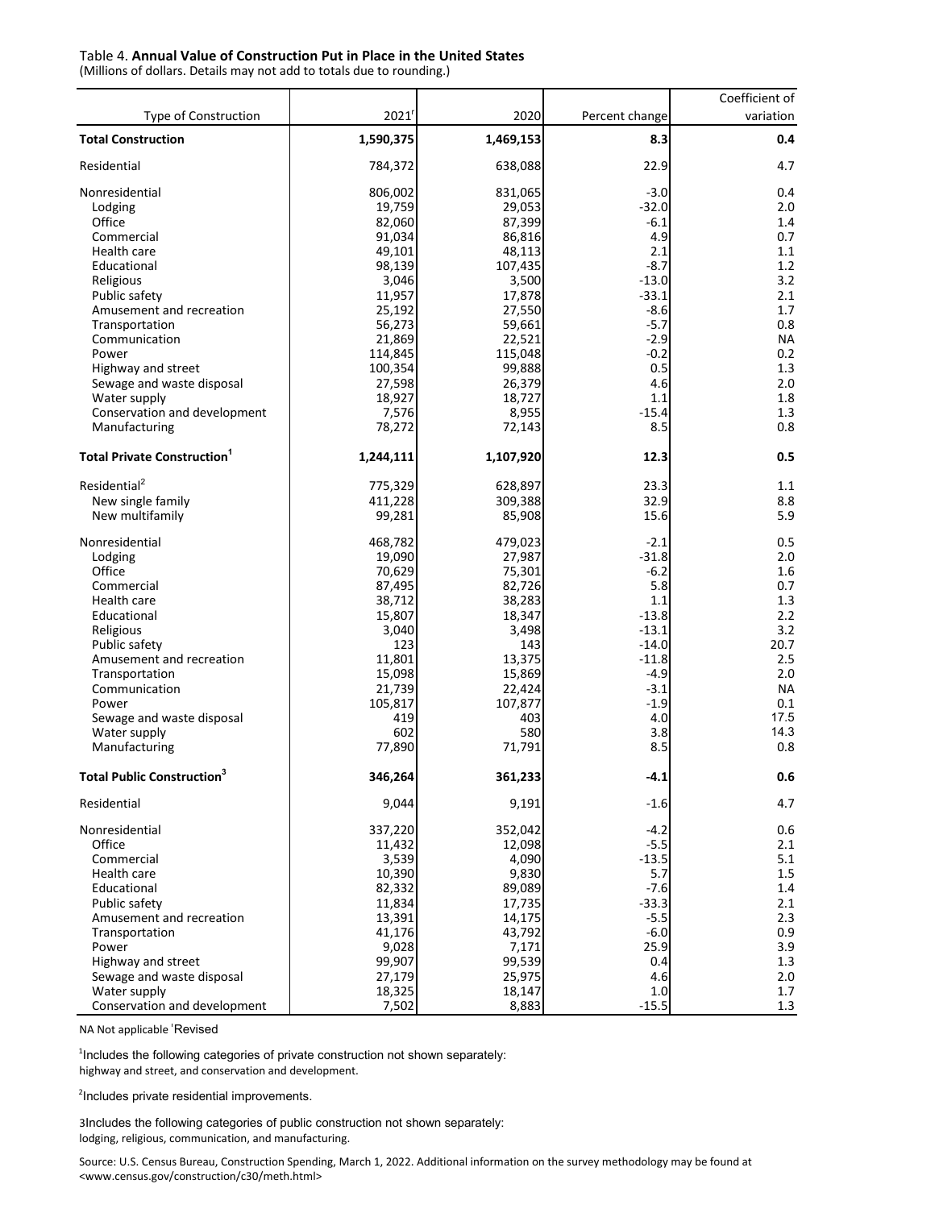Table 4. **Annual Value of Construction Put in Place in the United States**
(Millions of dollars. Details may not add to totals due to rounding.)

| Type of Construction | 2021[r] | 2020 | Percent change | Coefficient of variation |
|---|---|---|---|---|
| **Total Construction** | **1,590,375** | **1,469,153** | **8.3** | **0.4** |
| Residential | 784,372 | 638,088 | 22.9 | 4.7 |
| Nonresidential | 806,002 | 831,065 | -3.0 | 0.4 |
| Lodging | 19,759 | 29,053 | -32.0 | 2.0 |
| Office | 82,060 | 87,399 | -6.1 | 1.4 |
| Commercial | 91,034 | 86,816 | 4.9 | 0.7 |
| Health care | 49,101 | 48,113 | 2.1 | 1.1 |
| Educational | 98,139 | 107,435 | -8.7 | 1.2 |
| Religious | 3,046 | 3,500 | -13.0 | 3.2 |
| Public safety | 11,957 | 17,878 | -33.1 | 2.1 |
| Amusement and recreation | 25,192 | 27,550 | -8.6 | 1.7 |
| Transportation | 56,273 | 59,661 | -5.7 | 0.8 |
| Communication | 21,869 | 22,521 | -2.9 | NA |
| Power | 114,845 | 115,048 | -0.2 | 0.2 |
| Highway and street | 100,354 | 99,888 | 0.5 | 1.3 |
| Sewage and waste disposal | 27,598 | 26,379 | 4.6 | 2.0 |
| Water supply | 18,927 | 18,727 | 1.1 | 1.8 |
| Conservation and development | 7,576 | 8,955 | -15.4 | 1.3 |
| Manufacturing | 78,272 | 72,143 | 8.5 | 0.8 |
| **Total Private Construction[1]** | **1,244,111** | **1,107,920** | **12.3** | **0.5** |
| Residential[2] | 775,329 | 628,897 | 23.3 | 1.1 |
| New single family | 411,228 | 309,388 | 32.9 | 8.8 |
| New multifamily | 99,281 | 85,908 | 15.6 | 5.9 |
| Nonresidential | 468,782 | 479,023 | -2.1 | 0.5 |
| Lodging | 19,090 | 27,987 | -31.8 | 2.0 |
| Office | 70,629 | 75,301 | -6.2 | 1.6 |
| Commercial | 87,495 | 82,726 | 5.8 | 0.7 |
| Health care | 38,712 | 38,283 | 1.1 | 1.3 |
| Educational | 15,807 | 18,347 | -13.8 | 2.2 |
| Religious | 3,040 | 3,498 | -13.1 | 3.2 |
| Public safety | 123 | 143 | -14.0 | 20.7 |
| Amusement and recreation | 11,801 | 13,375 | -11.8 | 2.5 |
| Transportation | 15,098 | 15,869 | -4.9 | 2.0 |
| Communication | 21,739 | 22,424 | -3.1 | NA |
| Power | 105,817 | 107,877 | -1.9 | 0.1 |
| Sewage and waste disposal | 419 | 403 | 4.0 | 17.5 |
| Water supply | 602 | 580 | 3.8 | 14.3 |
| Manufacturing | 77,890 | 71,791 | 8.5 | 0.8 |
| **Total Public Construction[3]** | **346,264** | **361,233** | **-4.1** | **0.6** |
| Residential | 9,044 | 9,191 | -1.6 | 4.7 |
| Nonresidential | 337,220 | 352,042 | -4.2 | 0.6 |
| Office | 11,432 | 12,098 | -5.5 | 2.1 |
| Commercial | 3,539 | 4,090 | -13.5 | 5.1 |
| Health care | 10,390 | 9,830 | 5.7 | 1.5 |
| Educational | 82,332 | 89,089 | -7.6 | 1.4 |
| Public safety | 11,834 | 17,735 | -33.3 | 2.1 |
| Amusement and recreation | 13,391 | 14,175 | -5.5 | 2.3 |
| Transportation | 41,176 | 43,792 | -6.0 | 0.9 |
| Power | 9,028 | 7,171 | 25.9 | 3.9 |
| Highway and street | 99,907 | 99,539 | 0.4 | 1.3 |
| Sewage and waste disposal | 27,179 | 25,975 | 4.6 | 2.0 |
| Water supply | 18,325 | 18,147 | 1.0 | 1.7 |
| Conservation and development | 7,502 | 8,883 | -15.5 | 1.3 |

NA Not applicable [r]Revised

[1]Includes the following categories of private construction not shown separately:
highway and street, and conservation and development.

[2]Includes private residential improvements.

[3]Includes the following categories of public construction not shown separately:
lodging, religious, communication, and manufacturing.

Source: U.S. Census Bureau, Construction Spending, March 1, 2022. Additional information on the survey methodology may be found at <www.census.gov/construction/c30/meth.html>